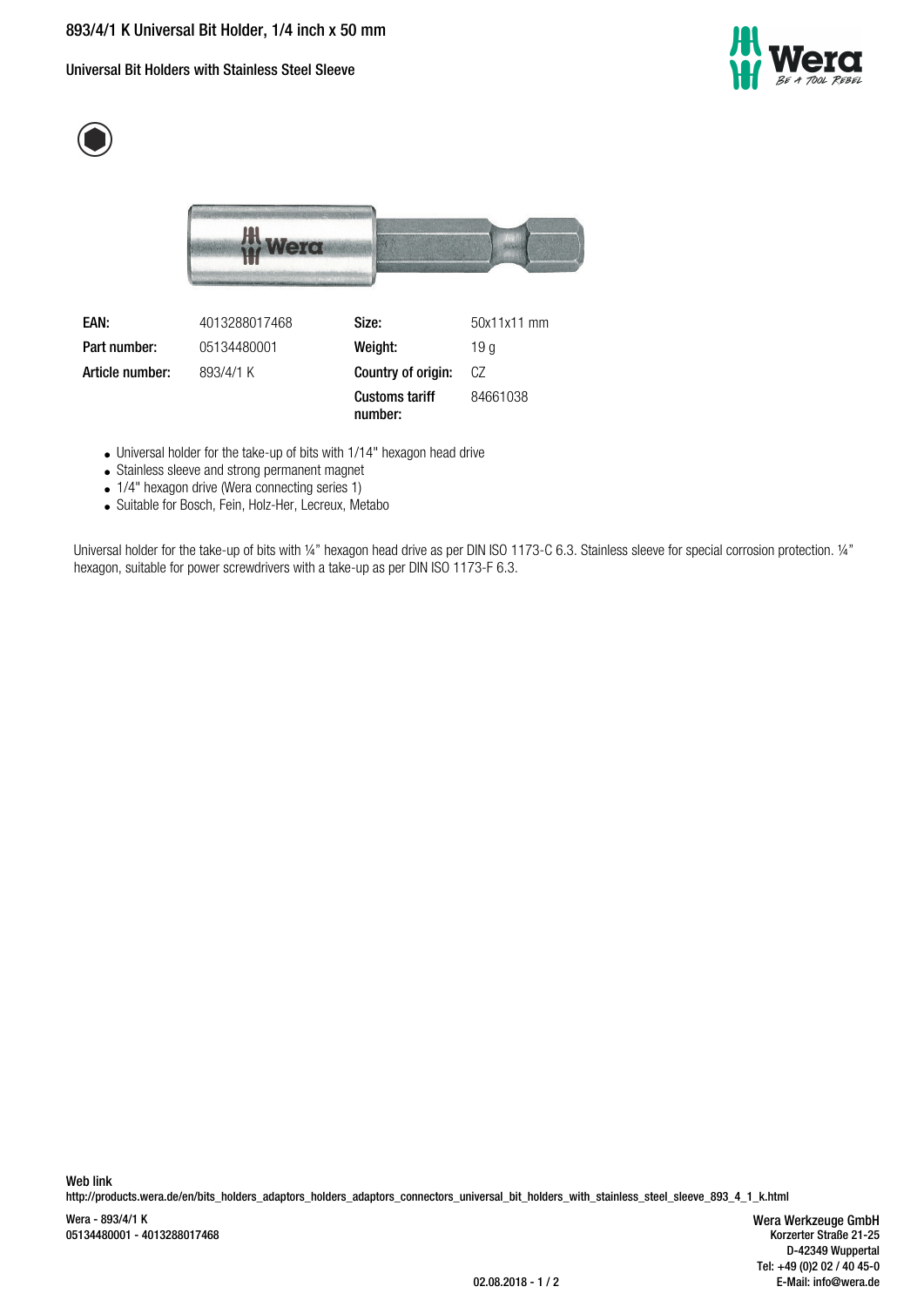# 893/4/1 K Universal Bit Holder, 1/4 inch x 50 mm

## Universal Bit Holders with Stainless Steel Sleeve

| EAN: | 4013288017468 | Size: | 50x11x11 mm |
| --- | --- | --- | --- |
| Part number: | 05134480001 | Weight: | 19 g |
| Article number: | 893/4/1 K | Country of origin: | CZ |
| | | Customs tariff number: | 84661038 |

- Universal holder for the take-up of bits with 1/14" hexagon head drive
- Stainless sleeve and strong permanent magnet
- 1/4" hexagon drive (Wera connecting series 1)
- Suitable for Bosch, Fein, Holz-Her, Lecreux, Metabo

Universal holder for the take-up of bits with ¼" hexagon head drive as per DIN ISO 1173-C 6.3. Stainless sleeve for special corrosion protection. ¼" hexagon, suitable for power screwdrivers with a take-up as per DIN ISO 1173-F 6.3.

**Web link**
http://products.wera.de/en/bits_holders_adaptors_holders_adaptors_connectors_universal_bit_holders_with_stainless_steel_sleeve_893_4_1_k.html

Wera - 893/4/1 K
05134480001 - 4013288017468

Wera Werkzeuge GmbH
Korzerter Straße 21-25
D-42349 Wuppertal
Tel: +49 (0)2 02 / 40 45-0
E-Mail: info@wera.de

02.08.2018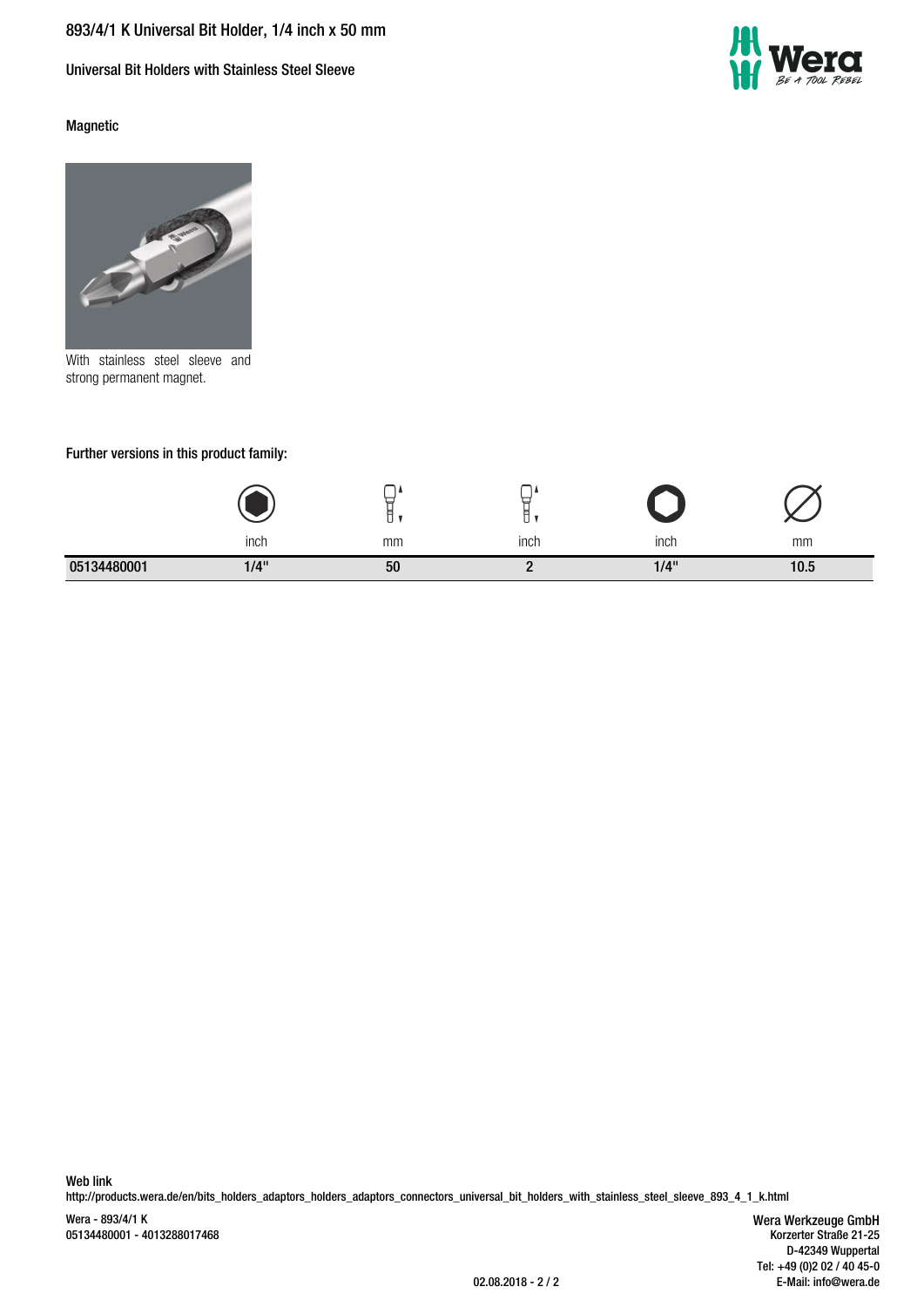# 893/4/1 K Universal Bit Holder, 1/4 inch x 50 mm

## Universal Bit Holders with Stainless Steel Sleeve

### Magnetic

With stainless steel sleeve and strong permanent magnet.

### Further versions in this product family:

| | inch | mm | inch | inch | mm |
|---|---|---|---|---|---|
| 05134480001 | 1/4" | 50 | 2 | 1/4" | 10.5 |

Web link
http://products.wera.de/en/bits_holders_adaptors_holders_adaptors_connectors_universal_bit_holders_with_stainless_steel_sleeve_893_4_1_k.html

Wera - 893/4/1 K
05134480001 - 4013288017468

Wera Werkzeuge GmbH
Korzerter Straße 21-25
D-42349 Wuppertal
Tel: +49 (0)2 02 / 40 45-0
E-Mail: info@wera.de

02.08.2018